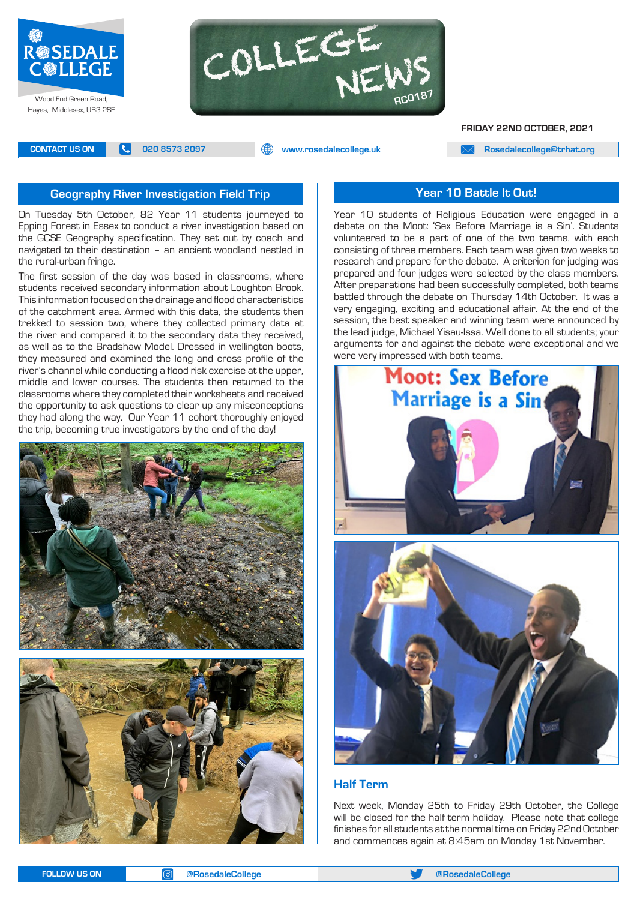# Rosedale College

Wood End Green Road, Hayes, Middlesex, UB3 2SE

# College News

RC0187

**FRIDAY 22ND OCTOBER, 2021**

CONTACT US ON | 020 8573 2097 | www.rosedalecollege.uk | Rosedalecollege@trhat.org

## Geography River Investigation Field Trip

On Tuesday 5th October, 82 Year 11 students journeyed to Epping Forest in Essex to conduct a river investigation based on the GCSE Geography specification. They set out by coach and navigated to their destination – an ancient woodland nestled in the rural-urban fringe.

The first session of the day was based in classrooms, where students received secondary information about Loughton Brook. This information focused on the drainage and flood characteristics of the catchment area. Armed with this data, the students then trekked to session two, where they collected primary data at the river and compared it to the secondary data they received, as well as to the Bradshaw Model. Dressed in wellington boots, they measured and examined the long and cross profile of the river's channel while conducting a flood risk exercise at the upper, middle and lower courses. The students then returned to the classrooms where they completed their worksheets and received the opportunity to ask questions to clear up any misconceptions they had along the way. Our Year 11 cohort thoroughly enjoyed the trip, becoming true investigators by the end of the day!

## Year 10 Battle It Out!

Year 10 students of Religious Education were engaged in a debate on the Moot: 'Sex Before Marriage is a Sin'. Students volunteered to be a part of one of the two teams, with each consisting of three members. Each team was given two weeks to research and prepare for the debate. A criterion for judging was prepared and four judges were selected by the class members. After preparations had been successfully completed, both teams battled through the debate on Thursday 14th October. It was a very engaging, exciting and educational affair. At the end of the session, the best speaker and winning team were announced by the lead judge, Michael Yisau-Issa. Well done to all students; your arguments for and against the debate were exceptional and we were very impressed with both teams.

## Half Term

Next week, Monday 25th to Friday 29th October, the College will be closed for the half term holiday. Please note that college finishes for all students at the normal time on Friday 22nd October and commences again at 8:45am on Monday 1st November.

FOLLOW US ON | @RosedaleCollege | @RosedaleCollege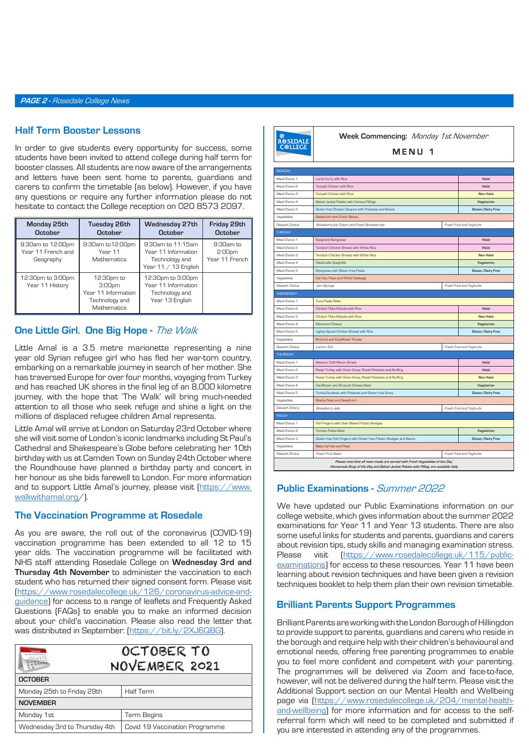## Half Term Booster Lessons

In order to give students every opportunity for success, some students have been invited to attend college during half term for booster classes. All students are now aware of the arrangements and letters have been sent home to parents, guardians and carers to confirm the timetable (as below). However, if you have any questions or require any further information please do not hesitate to contact the College reception on 020 8573 2097.

| Monday 25th October | Tuesday 26th October | Wednesday 27th October | Friday 29th October |
|---|---|---|---|
| 9:30am to 12:00pm Year 11 French and Geography | 9:30am to12:00pm Year 11 Mathematics | 9:30am to 11:15am Year 11 Information Technology and Year 11 / 13 English | 9:30am to 2:00pm Year 11 French |
| 12:30pm to 3:00pm Year 11 History | 12:30pm to 3:00pm Year 11 Information Technology and Mathematics | 12:30pm to 3:00pm Year 11 Information Technology and Year 13 English | |

## One Little Girl. One Big Hope - *The Walk*

Little Amal is a 3.5 metre marionette representing a nine year old Syrian refugee girl who has fled her war-torn country, embarking on a remarkable journey in search of her mother. She has traversed Europe for over four months, voyaging from Turkey and has reached UK shores in the final leg of an 8,000 kilometre journey, with the hope that 'The Walk' will bring much-needed attention to all those who seek refuge and shine a light on the millions of displaced refugee children Amal represents.

Little Amal will arrive at London on Saturday 23rd October where she will visit some of London's iconic landmarks including St Paul's Cathedral and Shakespeare's Globe before celebrating her 10th birthday with us at Camden Town on Sunday 24th October where the Roundhouse have planned a birthday party and concert in her honour as she bids farewell to London. For more information and to support Little Amal's journey, please visit (https://www.walkwithamal.org/).

## The Vaccination Programme at Rosedale

As you are aware, the roll out of the coronavirus (COVID-19) vaccination programme has been extended to all 12 to 15 year olds. The vaccination programme will be facilitated with NHS staff attending Rosedale College on **Wednesday 3rd and Thursday 4th November** to administer the vaccination to each student who has returned their signed consent form. Please visit (https://www.rosedalecollege.uk/126/coronavirus-advice-and-guidance) for access to a range of leaflets and Frequently Asked Questions (FAQs) to enable you to make an informed decision about your child's vaccination. Please also read the letter that was distributed in September: (https://bit.ly/2XJ6QBG).

## OCTOBER TO NOVEMBER 2021

| | |
|---|---|
| **OCTOBER** | |
| Monday 25th to Friday 29th | Half Term |
| **NOVEMBER** | |
| Monday 1st | Term Begins |
| Wednesday 3rd to Thursday 4th | Covid 19 Vaccination Programme |

## Week Commencing: *Monday 1st November*

### MENU 1

| | | |
|---|---|---|
| **MONDAY** | | |
| Meal Choice 1 | Lamb Curry with Rice | Halal |
| Meal Choice 2 | Teriyaki Chicken with Rice | Halal |
| Meal Choice 3 | Teriyaki Chicken with Rice | Non Halal |
| Meal Choice 4 | Baked Jacket Potato with Various Fillings | Vegetarian |
| Meal Choice 5 | Gluten free Chicken Goujons with Potatoes and Beans | Gluten/Dairy Free |
| Vegetables | Sweetcorn and Green Beans | |
| Dessert Choice | *Strawberry Ice Cream and Fresh Strawberries* | *Fresh Fruit and Yoghurts* |
| **TUESDAY** | | |
| Meal Choice 1 | Spaghetti Bolognese | Halal |
| Meal Choice 2 | Tandoori Chicken Breast with White Rice | Halal |
| Meal Choice 3 | Tandoori Chicken Breast with White Rice | Non Halal |
| Meal Choice 4 | Ratatouille Spaghetti | Vegetarian |
| Meal Choice 5 | Bolognese with Gluten free Pasta | Gluten/Dairy Free |
| Vegetables | Carrots, Peas and White Cabbage | |
| Dessert Choice | *Jam Sponge* | *Fresh Fruit and Yoghurts* |
| **WEDNESDAY** | | |
| Meal Choice 1 | Tuna Pasta Bake | |
| Meal Choice 2 | Chicken Tikka Masala with Rice | Halal |
| Meal Choice 3 | Chicken Tikka Masala with Rice | Non Halal |
| Meal Choice 4 | Macaroni Cheese | Vegetarian |
| Meal Choice 5 | Lightly Spiced Chicken Breast with Rice | Gluten/Dairy Free |
| Vegetables | Broccoli and Cauliflower Florets | |
| Dessert Choice | *Lemon Tart* | *Fresh Fruit and Yoghurts* |
| **THURSDAY** | | |
| Meal Choice 1 | Mexican Chilli Mince Wraps | Halal |
| Meal Choice 2 | Roast Turkey with Onion Gravy, Roast Potatoes and Stuffing | Halal |
| Meal Choice 3 | Roast Turkey with Onion Gravy, Roast Potatoes and Stuffing | Non Halal |
| Meal Choice 4 | Cauliflower and Broccoli Cheese Bake | Vegetarian |
| Meal Choice 5 | Turkey Escalope with Potatoes and Gluten free Gravy | Gluten/Dairy Free |
| Vegetables | Mushy Peas and Sweetcorn | |
| Dessert Choice | *Strawberry Jelly* | *Fresh Fruit and Yoghurts* |
| **FRIDAY** | | |
| Meal Choice 1 | Fish Fingers with Oven Baked Potato Wedges | |
| Meal Choice 2 | Tomato Pasta Bake | Vegetarian |
| Meal Choice 3 | Gluten free Fish Fingers with Gluten free Potato Wedges and Beans | Gluten/Dairy Free |
| Vegetables | Baby Carrots and Peas | |
| Dessert Choice | *Fresh Fruit Salad* | *Fresh Fruit and Yoghurts* |

*Please note that all main meals are served with Fresh Vegetables of the Day.*
*Homemade Soup of the Day and Baked Jacket Potato with Filling, are available daily*

## Public Examinations - *Summer 2022*

We have updated our Public Examinations information on our college website, which gives information about the summer 2022 examinations for Year 11 and Year 13 students. There are also some useful links for students and parents, guardians and carers about revision tips, study skills and managing examination stress. Please visit (https://www.rosedalecollege.uk/115/public-examinations) for access to these resources. Year 11 have been learning about revision techniques and have been given a revision techniques booklet to help them plan their own revision timetable.

## Brilliant Parents Support Programmes

Brilliant Parents are working with the London Borough of Hillingdon to provide support to parents, guardians and carers who reside in the borough and require help with their children's behavioural and emotional needs, offering free parenting programmes to enable you to feel more confident and competent with your parenting. The programmes will be delivered via Zoom and face-to-face, however, will not be delivered during the half term. Please visit the Additional Support section on our Mental Health and Wellbeing page via (https://www.rosedalecollege.uk/204/mental-health-and-wellbeing) for more information and for access to the self-referral form which will need to be completed and submitted if you are interested in attending any of the programmes.